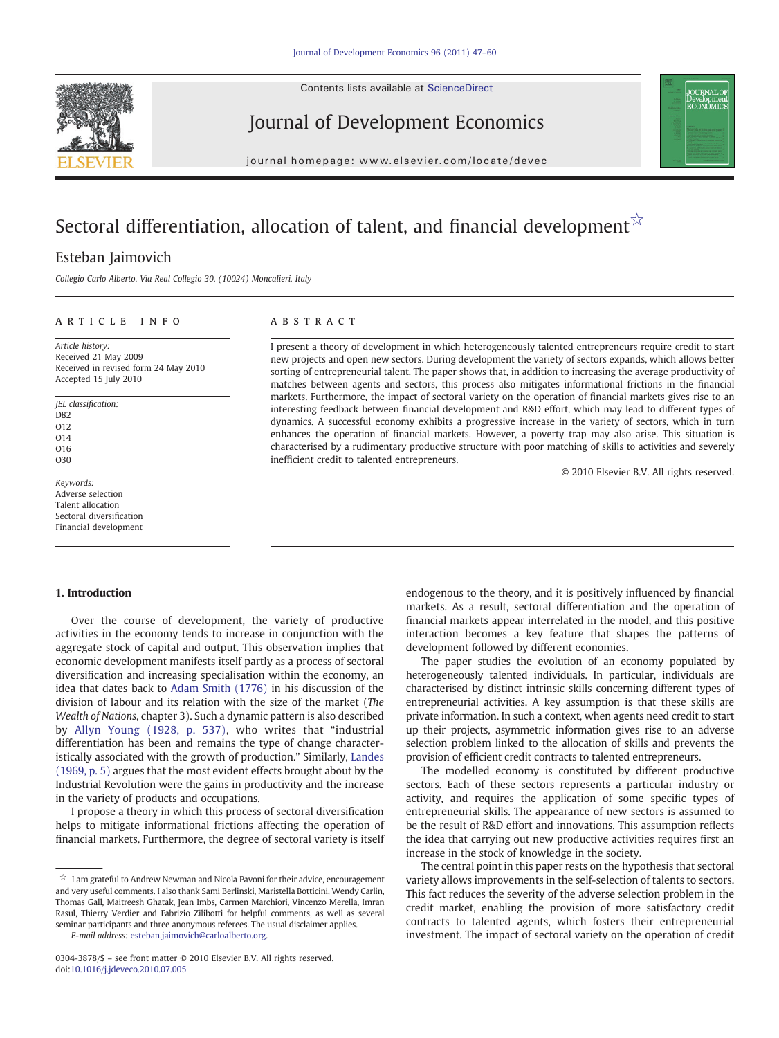# Sectoral differentiation, allocation of talent, and financial development ☆

Esteban Jaimovich

*Collegio Carlo Alberto, Via Real Collegio 30, (10024) Moncalieri, Italy*

## ARTICLE INFO

*Article history:*
Received 21 May 2009
Received in revised form 24 May 2010
Accepted 15 July 2010

*JEL classification:*
D82
O12
O14
O16
O30

*Keywords:*
Adverse selection
Talent allocation
Sectoral diversification
Financial development

## ABSTRACT

I present a theory of development in which heterogeneously talented entrepreneurs require credit to start new projects and open new sectors. During development the variety of sectors expands, which allows better sorting of entrepreneurial talent. The paper shows that, in addition to increasing the average productivity of matches between agents and sectors, this process also mitigates informational frictions in the financial markets. Furthermore, the impact of sectoral variety on the operation of financial markets gives rise to an interesting feedback between financial development and R&D effort, which may lead to different types of dynamics. A successful economy exhibits a progressive increase in the variety of sectors, which in turn enhances the operation of financial markets. However, a poverty trap may also arise. This situation is characterised by a rudimentary productive structure with poor matching of skills to activities and severely inefficient credit to talented entrepreneurs.

© 2010 Elsevier B.V. All rights reserved.

## 1. Introduction

Over the course of development, the variety of productive activities in the economy tends to increase in conjunction with the aggregate stock of capital and output. This observation implies that economic development manifests itself partly as a process of sectoral diversification and increasing specialisation within the economy, an idea that dates back to Adam Smith (1776) in his discussion of the division of labour and its relation with the size of the market (*The Wealth of Nations*, chapter 3). Such a dynamic pattern is also described by Allyn Young (1928, p. 537), who writes that "industrial differentiation has been and remains the type of change characteristically associated with the growth of production." Similarly, Landes (1969, p. 5) argues that the most evident effects brought about by the Industrial Revolution were the gains in productivity and the increase in the variety of products and occupations.

I propose a theory in which this process of sectoral diversification helps to mitigate informational frictions affecting the operation of financial markets. Furthermore, the degree of sectoral variety is itself endogenous to the theory, and it is positively influenced by financial markets. As a result, sectoral differentiation and the operation of financial markets appear interrelated in the model, and this positive interaction becomes a key feature that shapes the patterns of development followed by different economies.

The paper studies the evolution of an economy populated by heterogeneously talented individuals. In particular, individuals are characterised by distinct intrinsic skills concerning different types of entrepreneurial activities. A key assumption is that these skills are private information. In such a context, when agents need credit to start up their projects, asymmetric information gives rise to an adverse selection problem linked to the allocation of skills and prevents the provision of efficient credit contracts to talented entrepreneurs.

The modelled economy is constituted by different productive sectors. Each of these sectors represents a particular industry or activity, and requires the application of some specific types of entrepreneurial skills. The appearance of new sectors is assumed to be the result of R&D effort and innovations. This assumption reflects the idea that carrying out new productive activities requires first an increase in the stock of knowledge in the society.

The central point in this paper rests on the hypothesis that sectoral variety allows improvements in the self-selection of talents to sectors. This fact reduces the severity of the adverse selection problem in the credit market, enabling the provision of more satisfactory credit contracts to talented agents, which fosters their entrepreneurial investment. The impact of sectoral variety on the operation of credit

---

☆ I am grateful to Andrew Newman and Nicola Pavoni for their advice, encouragement and very useful comments. I also thank Sami Berlinski, Maristella Botticini, Wendy Carlin, Thomas Gall, Maitreesh Ghatak, Jean Imbs, Carmen Marchiori, Vincenzo Merella, Imran Rasul, Thierry Verdier and Fabrizio Zilibotti for helpful comments, as well as several seminar participants and three anonymous referees. The usual disclaimer applies.

*E-mail address:* esteban.jaimovich@carloalberto.org.

0304-3878/$ – see front matter © 2010 Elsevier B.V. All rights reserved.
doi:10.1016/j.jdeveco.2010.07.005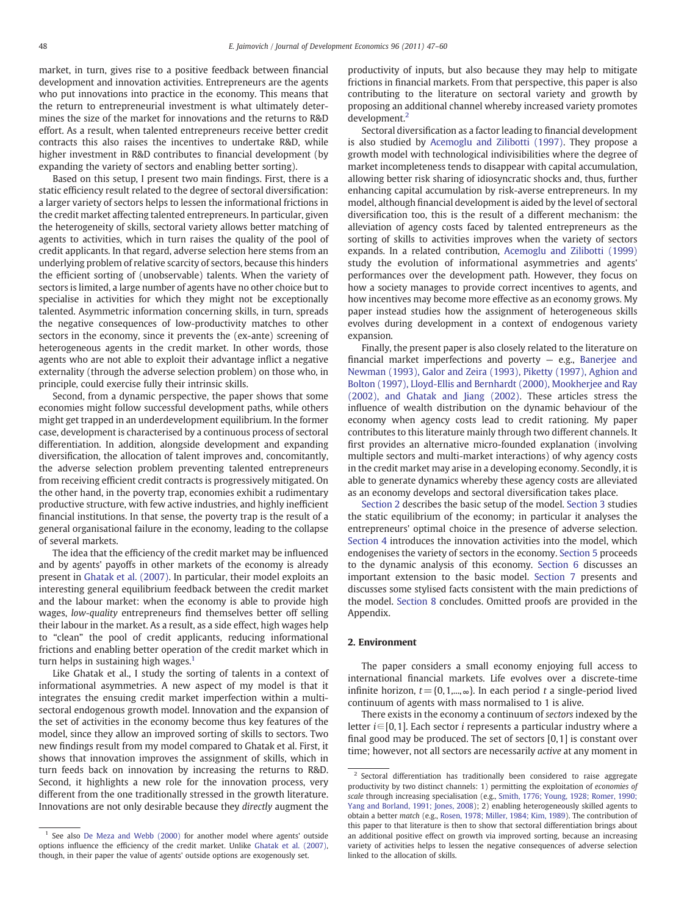market, in turn, gives rise to a positive feedback between financial development and innovation activities. Entrepreneurs are the agents who put innovations into practice in the economy. This means that the return to entrepreneurial investment is what ultimately determines the size of the market for innovations and the returns to R&D effort. As a result, when talented entrepreneurs receive better credit contracts this also raises the incentives to undertake R&D, while higher investment in R&D contributes to financial development (by expanding the variety of sectors and enabling better sorting).

Based on this setup, I present two main findings. First, there is a static efficiency result related to the degree of sectoral diversification: a larger variety of sectors helps to lessen the informational frictions in the credit market affecting talented entrepreneurs. In particular, given the heterogeneity of skills, sectoral variety allows better matching of agents to activities, which in turn raises the quality of the pool of credit applicants. In that regard, adverse selection here stems from an underlying problem of relative scarcity of sectors, because this hinders the efficient sorting of (unobservable) talents. When the variety of sectors is limited, a large number of agents have no other choice but to specialise in activities for which they might not be exceptionally talented. Asymmetric information concerning skills, in turn, spreads the negative consequences of low-productivity matches to other sectors in the economy, since it prevents the (ex-ante) screening of heterogeneous agents in the credit market. In other words, those agents who are not able to exploit their advantage inflict a negative externality (through the adverse selection problem) on those who, in principle, could exercise fully their intrinsic skills.

Second, from a dynamic perspective, the paper shows that some economies might follow successful development paths, while others might get trapped in an underdevelopment equilibrium. In the former case, development is characterised by a continuous process of sectoral differentiation. In addition, alongside development and expanding diversification, the allocation of talent improves and, concomitantly, the adverse selection problem preventing talented entrepreneurs from receiving efficient credit contracts is progressively mitigated. On the other hand, in the poverty trap, economies exhibit a rudimentary productive structure, with few active industries, and highly inefficient financial institutions. In that sense, the poverty trap is the result of a general organisational failure in the economy, leading to the collapse of several markets.

The idea that the efficiency of the credit market may be influenced and by agents' payoffs in other markets of the economy is already present in Ghatak et al. (2007). In particular, their model exploits an interesting general equilibrium feedback between the credit market and the labour market: when the economy is able to provide high wages, *low-quality* entrepreneurs find themselves better off selling their labour in the market. As a result, as a side effect, high wages help to "clean" the pool of credit applicants, reducing informational frictions and enabling better operation of the credit market which in turn helps in sustaining high wages.[1]

Like Ghatak et al., I study the sorting of talents in a context of informational asymmetries. A new aspect of my model is that it integrates the ensuing credit market imperfection within a multi-sectoral endogenous growth model. Innovation and the expansion of the set of activities in the economy become thus key features of the model, since they allow an improved sorting of skills to sectors. Two new findings result from my model compared to Ghatak et al. First, it shows that innovation improves the assignment of skills, which in turn feeds back on innovation by increasing the returns to R&D. Second, it highlights a new role for the innovation process, very different from the one traditionally stressed in the growth literature. Innovations are not only desirable because they *directly* augment the productivity of inputs, but also because they may help to mitigate frictions in financial markets. From that perspective, this paper is also contributing to the literature on sectoral variety and growth by proposing an additional channel whereby increased variety promotes development.[2]

Sectoral diversification as a factor leading to financial development is also studied by Acemoglu and Zilibotti (1997). They propose a growth model with technological indivisibilities where the degree of market incompleteness tends to disappear with capital accumulation, allowing better risk sharing of idiosyncratic shocks and, thus, further enhancing capital accumulation by risk-averse entrepreneurs. In my model, although financial development is aided by the level of sectoral diversification too, this is the result of a different mechanism: the alleviation of agency costs faced by talented entrepreneurs as the sorting of skills to activities improves when the variety of sectors expands. In a related contribution, Acemoglu and Zilibotti (1999) study the evolution of informational asymmetries and agents' performances over the development path. However, they focus on how a society manages to provide correct incentives to agents, and how incentives may become more effective as an economy grows. My paper instead studies how the assignment of heterogeneous skills evolves during development in a context of endogenous variety expansion.

Finally, the present paper is also closely related to the literature on financial market imperfections and poverty — e.g., Banerjee and Newman (1993), Galor and Zeira (1993), Piketty (1997), Aghion and Bolton (1997), Lloyd-Ellis and Bernhardt (2000), Mookherjee and Ray (2002), and Ghatak and Jiang (2002). These articles stress the influence of wealth distribution on the dynamic behaviour of the economy when agency costs lead to credit rationing. My paper contributes to this literature mainly through two different channels. It first provides an alternative micro-founded explanation (involving multiple sectors and multi-market interactions) of why agency costs in the credit market may arise in a developing economy. Secondly, it is able to generate dynamics whereby these agency costs are alleviated as an economy develops and sectoral diversification takes place.

Section 2 describes the basic setup of the model. Section 3 studies the static equilibrium of the economy; in particular it analyses the entrepreneurs' optimal choice in the presence of adverse selection. Section 4 introduces the innovation activities into the model, which endogenises the variety of sectors in the economy. Section 5 proceeds to the dynamic analysis of this economy. Section 6 discusses an important extension to the basic model. Section 7 presents and discusses some stylised facts consistent with the main predictions of the model. Section 8 concludes. Omitted proofs are provided in the Appendix.

## 2. Environment

The paper considers a small economy enjoying full access to international financial markets. Life evolves over a discrete-time infinite horizon, $t = \{0,1,\ldots,\infty\}$. In each period $t$ a single-period lived continuum of agents with mass normalised to 1 is alive.

There exists in the economy a continuum of *sectors* indexed by the letter $i \in [0,1]$. Each sector $i$ represents a particular industry where a final good may be produced. The set of sectors $[0,1]$ is constant over time; however, not all sectors are necessarily *active* at any moment in

---

[1] See also De Meza and Webb (2000) for another model where agents' outside options influence the efficiency of the credit market. Unlike Ghatak et al. (2007), though, in their paper the value of agents' outside options are exogenously set.

[2] Sectoral differentiation has traditionally been considered to raise aggregate productivity by two distinct channels: 1) permitting the exploitation of *economies of scale* through increasing specialisation (e.g., Smith, 1776; Young, 1928; Romer, 1990; Yang and Borland, 1991; Jones, 2008); 2) enabling heterogeneously skilled agents to obtain a better *match* (e.g., Rosen, 1978; Miller, 1984; Kim, 1989). The contribution of this paper to that literature is then to show that sectoral differentiation brings about an additional positive effect on growth via improved sorting, because an increasing variety of activities helps to lessen the negative consequences of adverse selection linked to the allocation of skills.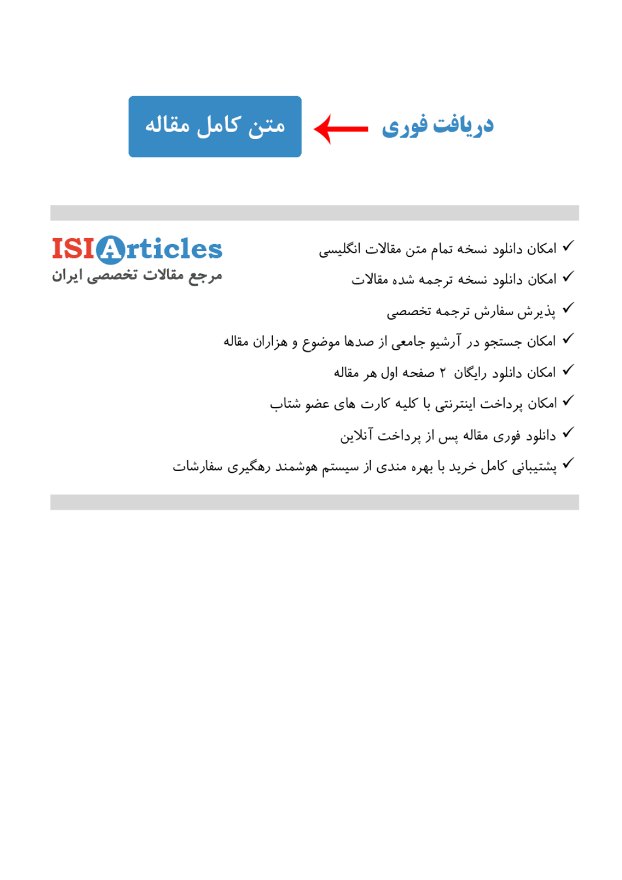دریافت فوری ← متن کامل مقاله

**ISIArticles**
مرجع مقالات تخصصی ایران

- ✓ امکان دانلود نسخه تمام متن مقالات انگلیسی
- ✓ امکان دانلود نسخه ترجمه شده مقالات
- ✓ پذیرش سفارش ترجمه تخصصی
- ✓ امکان جستجو در آرشیو جامعی از صدها موضوع و هزاران مقاله
- ✓ امکان دانلود رایگان ۲ صفحه اول هر مقاله
- ✓ امکان پرداخت اینترنتی با کلیه کارت های عضو شتاب
- ✓ دانلود فوری مقاله پس از پرداخت آنلاین
- ✓ پشتیبانی کامل خرید با بهره مندی از سیستم هوشمند رهگیری سفارشات